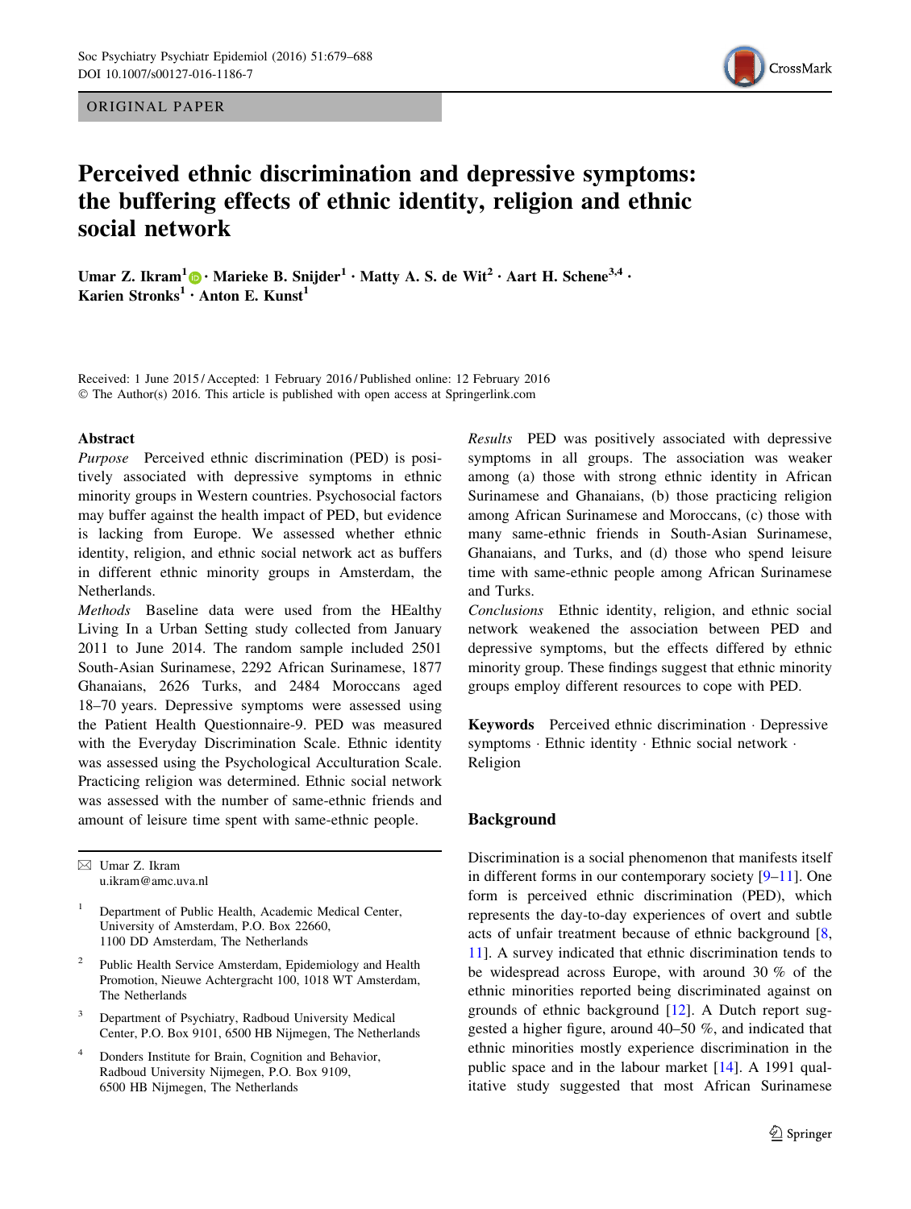ORIGINAL PAPER

# Perceived ethnic discrimination and depressive symptoms: the buffering effects of ethnic identity, religion and ethnic social network

**Umar Z. Ikram[1] · Marieke B. Snijder[1] · Matty A. S. de Wit[2] · Aart H. Schene[3,4] · Karien Stronks[1] · Anton E. Kunst[1]**

Received: 1 June 2015 / Accepted: 1 February 2016 / Published online: 12 February 2016
© The Author(s) 2016. This article is published with open access at Springerlink.com

## Abstract

*Purpose* Perceived ethnic discrimination (PED) is positively associated with depressive symptoms in ethnic minority groups in Western countries. Psychosocial factors may buffer against the health impact of PED, but evidence is lacking from Europe. We assessed whether ethnic identity, religion, and ethnic social network act as buffers in different ethnic minority groups in Amsterdam, the Netherlands.

*Methods* Baseline data were used from the HEalthy Living In a Urban Setting study collected from January 2011 to June 2014. The random sample included 2501 South-Asian Surinamese, 2292 African Surinamese, 1877 Ghanaians, 2626 Turks, and 2484 Moroccans aged 18–70 years. Depressive symptoms were assessed using the Patient Health Questionnaire-9. PED was measured with the Everyday Discrimination Scale. Ethnic identity was assessed using the Psychological Acculturation Scale. Practicing religion was determined. Ethnic social network was assessed with the number of same-ethnic friends and amount of leisure time spent with same-ethnic people.

*Results* PED was positively associated with depressive symptoms in all groups. The association was weaker among (a) those with strong ethnic identity in African Surinamese and Ghanaians, (b) those practicing religion among African Surinamese and Moroccans, (c) those with many same-ethnic friends in South-Asian Surinamese, Ghanaians, and Turks, and (d) those who spend leisure time with same-ethnic people among African Surinamese and Turks.

*Conclusions* Ethnic identity, religion, and ethnic social network weakened the association between PED and depressive symptoms, but the effects differed by ethnic minority group. These findings suggest that ethnic minority groups employ different resources to cope with PED.

**Keywords** Perceived ethnic discrimination · Depressive symptoms · Ethnic identity · Ethnic social network · Religion

✉ Umar Z. Ikram
u.ikram@amc.uva.nl

[1] Department of Public Health, Academic Medical Center, University of Amsterdam, P.O. Box 22660, 1100 DD Amsterdam, The Netherlands

[2] Public Health Service Amsterdam, Epidemiology and Health Promotion, Nieuwe Achtergracht 100, 1018 WT Amsterdam, The Netherlands

[3] Department of Psychiatry, Radboud University Medical Center, P.O. Box 9101, 6500 HB Nijmegen, The Netherlands

[4] Donders Institute for Brain, Cognition and Behavior, Radboud University Nijmegen, P.O. Box 9109, 6500 HB Nijmegen, The Netherlands

## Background

Discrimination is a social phenomenon that manifests itself in different forms in our contemporary society [9–11]. One form is perceived ethnic discrimination (PED), which represents the day-to-day experiences of overt and subtle acts of unfair treatment because of ethnic background [8, 11]. A survey indicated that ethnic discrimination tends to be widespread across Europe, with around 30 % of the ethnic minorities reported being discriminated against on grounds of ethnic background [12]. A Dutch report suggested a higher figure, around 40–50 %, and indicated that ethnic minorities mostly experience discrimination in the public space and in the labour market [14]. A 1991 qualitative study suggested that most African Surinamese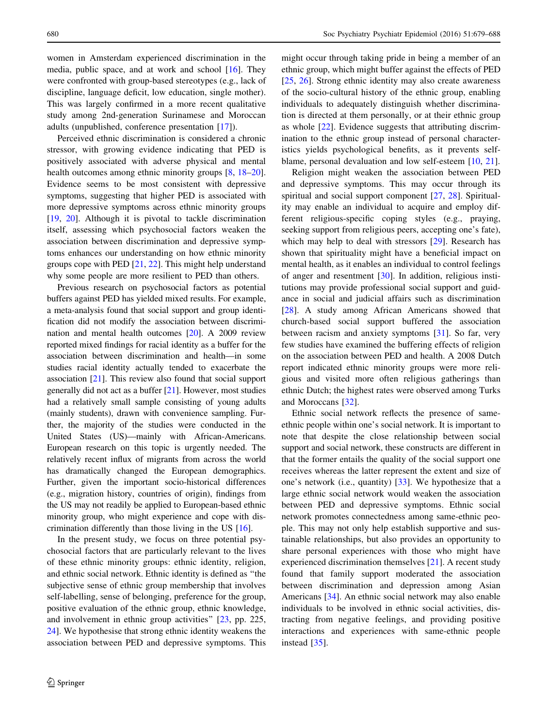women in Amsterdam experienced discrimination in the media, public space, and at work and school [16]. They were confronted with group-based stereotypes (e.g., lack of discipline, language deficit, low education, single mother). This was largely confirmed in a more recent qualitative study among 2nd-generation Surinamese and Moroccan adults (unpublished, conference presentation [17]).

Perceived ethnic discrimination is considered a chronic stressor, with growing evidence indicating that PED is positively associated with adverse physical and mental health outcomes among ethnic minority groups [8, 18–20]. Evidence seems to be most consistent with depressive symptoms, suggesting that higher PED is associated with more depressive symptoms across ethnic minority groups [19, 20]. Although it is pivotal to tackle discrimination itself, assessing which psychosocial factors weaken the association between discrimination and depressive symptoms enhances our understanding on how ethnic minority groups cope with PED [21, 22]. This might help understand why some people are more resilient to PED than others.

Previous research on psychosocial factors as potential buffers against PED has yielded mixed results. For example, a meta-analysis found that social support and group identification did not modify the association between discrimination and mental health outcomes [20]. A 2009 review reported mixed findings for racial identity as a buffer for the association between discrimination and health—in some studies racial identity actually tended to exacerbate the association [21]. This review also found that social support generally did not act as a buffer [21]. However, most studies had a relatively small sample consisting of young adults (mainly students), drawn with convenience sampling. Further, the majority of the studies were conducted in the United States (US)—mainly with African-Americans. European research on this topic is urgently needed. The relatively recent influx of migrants from across the world has dramatically changed the European demographics. Further, given the important socio-historical differences (e.g., migration history, countries of origin), findings from the US may not readily be applied to European-based ethnic minority group, who might experience and cope with discrimination differently than those living in the US [16].

In the present study, we focus on three potential psychosocial factors that are particularly relevant to the lives of these ethnic minority groups: ethnic identity, religion, and ethnic social network. Ethnic identity is defined as "the subjective sense of ethnic group membership that involves self-labelling, sense of belonging, preference for the group, positive evaluation of the ethnic group, ethnic knowledge, and involvement in ethnic group activities" [23, pp. 225, 24]. We hypothesise that strong ethnic identity weakens the association between PED and depressive symptoms. This might occur through taking pride in being a member of an ethnic group, which might buffer against the effects of PED [25, 26]. Strong ethnic identity may also create awareness of the socio-cultural history of the ethnic group, enabling individuals to adequately distinguish whether discrimination is directed at them personally, or at their ethnic group as whole [22]. Evidence suggests that attributing discrimination to the ethnic group instead of personal characteristics yields psychological benefits, as it prevents self-blame, personal devaluation and low self-esteem [10, 21].

Religion might weaken the association between PED and depressive symptoms. This may occur through its spiritual and social support component [27, 28]. Spirituality may enable an individual to acquire and employ different religious-specific coping styles (e.g., praying, seeking support from religious peers, accepting one's fate), which may help to deal with stressors [29]. Research has shown that spirituality might have a beneficial impact on mental health, as it enables an individual to control feelings of anger and resentment [30]. In addition, religious institutions may provide professional social support and guidance in social and judicial affairs such as discrimination [28]. A study among African Americans showed that church-based social support buffered the association between racism and anxiety symptoms [31]. So far, very few studies have examined the buffering effects of religion on the association between PED and health. A 2008 Dutch report indicated ethnic minority groups were more religious and visited more often religious gatherings than ethnic Dutch; the highest rates were observed among Turks and Moroccans [32].

Ethnic social network reflects the presence of same-ethnic people within one's social network. It is important to note that despite the close relationship between social support and social network, these constructs are different in that the former entails the quality of the social support one receives whereas the latter represent the extent and size of one's network (i.e., quantity) [33]. We hypothesize that a large ethnic social network would weaken the association between PED and depressive symptoms. Ethnic social network promotes connectedness among same-ethnic people. This may not only help establish supportive and sustainable relationships, but also provides an opportunity to share personal experiences with those who might have experienced discrimination themselves [21]. A recent study found that family support moderated the association between discrimination and depression among Asian Americans [34]. An ethnic social network may also enable individuals to be involved in ethnic social activities, distracting from negative feelings, and providing positive interactions and experiences with same-ethnic people instead [35].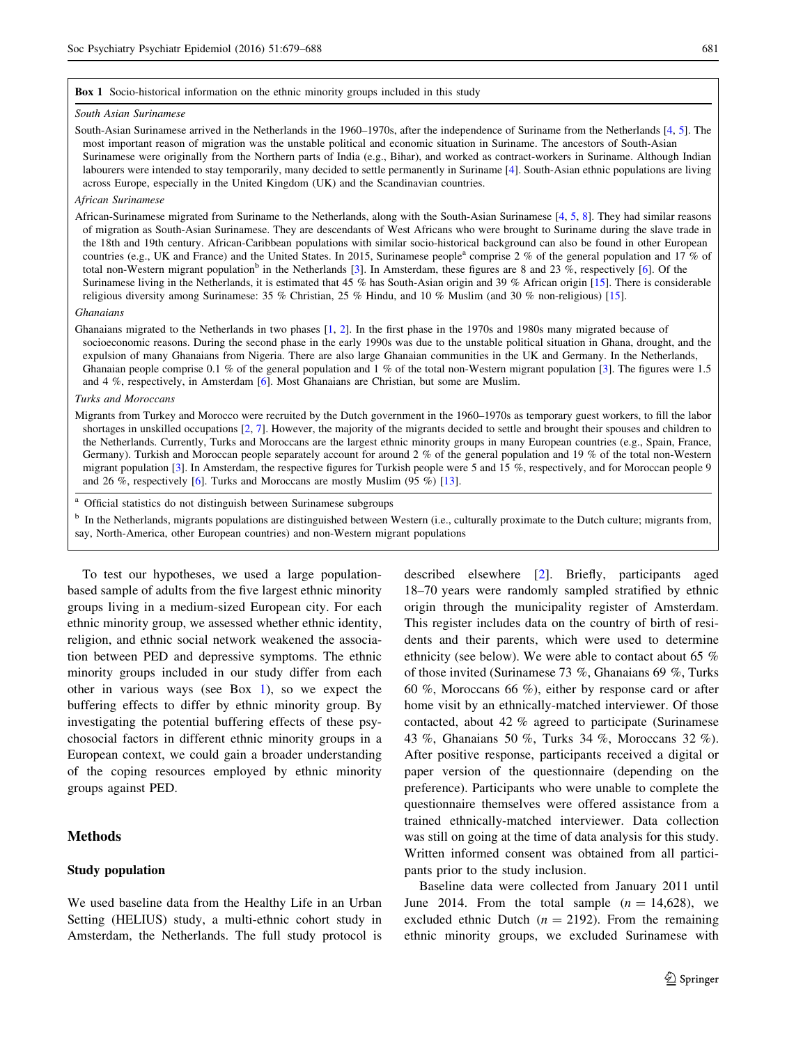**Box 1** Socio-historical information on the ethnic minority groups included in this study

*South Asian Surinamese*

South-Asian Surinamese arrived in the Netherlands in the 1960–1970s, after the independence of Suriname from the Netherlands [4, 5]. The most important reason of migration was the unstable political and economic situation in Suriname. The ancestors of South-Asian Surinamese were originally from the Northern parts of India (e.g., Bihar), and worked as contract-workers in Suriname. Although Indian labourers were intended to stay temporarily, many decided to settle permanently in Suriname [4]. South-Asian ethnic populations are living across Europe, especially in the United Kingdom (UK) and the Scandinavian countries.

*African Surinamese*

African-Surinamese migrated from Suriname to the Netherlands, along with the South-Asian Surinamese [4, 5, 8]. They had similar reasons of migration as South-Asian Surinamese. They are descendants of West Africans who were brought to Suriname during the slave trade in the 18th and 19th century. African-Caribbean populations with similar socio-historical background can also be found in other European countries (e.g., UK and France) and the United States. In 2015, Surinamese people[a] comprise 2 % of the general population and 17 % of total non-Western migrant population[b] in the Netherlands [3]. In Amsterdam, these figures are 8 and 23 %, respectively [6]. Of the Surinamese living in the Netherlands, it is estimated that 45 % has South-Asian origin and 39 % African origin [15]. There is considerable religious diversity among Surinamese: 35 % Christian, 25 % Hindu, and 10 % Muslim (and 30 % non-religious) [15].

*Ghanaians*

Ghanaians migrated to the Netherlands in two phases [1, 2]. In the first phase in the 1970s and 1980s many migrated because of socioeconomic reasons. During the second phase in the early 1990s was due to the unstable political situation in Ghana, drought, and the expulsion of many Ghanaians from Nigeria. There are also large Ghanaian communities in the UK and Germany. In the Netherlands, Ghanaian people comprise 0.1 % of the general population and 1 % of the total non-Western migrant population [3]. The figures were 1.5 and 4 %, respectively, in Amsterdam [6]. Most Ghanaians are Christian, but some are Muslim.

*Turks and Moroccans*

Migrants from Turkey and Morocco were recruited by the Dutch government in the 1960–1970s as temporary guest workers, to fill the labor shortages in unskilled occupations [2, 7]. However, the majority of the migrants decided to settle and brought their spouses and children to the Netherlands. Currently, Turks and Moroccans are the largest ethnic minority groups in many European countries (e.g., Spain, France, Germany). Turkish and Moroccan people separately account for around 2 % of the general population and 19 % of the total non-Western migrant population [3]. In Amsterdam, the respective figures for Turkish people were 5 and 15 %, respectively, and for Moroccan people 9 and 26 %, respectively [6]. Turks and Moroccans are mostly Muslim (95 %) [13].

[a] Official statistics do not distinguish between Surinamese subgroups

[b] In the Netherlands, migrants populations are distinguished between Western (i.e., culturally proximate to the Dutch culture; migrants from, say, North-America, other European countries) and non-Western migrant populations

To test our hypotheses, we used a large population-based sample of adults from the five largest ethnic minority groups living in a medium-sized European city. For each ethnic minority group, we assessed whether ethnic identity, religion, and ethnic social network weakened the association between PED and depressive symptoms. The ethnic minority groups included in our study differ from each other in various ways (see Box 1), so we expect the buffering effects to differ by ethnic minority group. By investigating the potential buffering effects of these psychosocial factors in different ethnic minority groups in a European context, we could gain a broader understanding of the coping resources employed by ethnic minority groups against PED.

## Methods

### Study population

We used baseline data from the Healthy Life in an Urban Setting (HELIUS) study, a multi-ethnic cohort study in Amsterdam, the Netherlands. The full study protocol is described elsewhere [2]. Briefly, participants aged 18–70 years were randomly sampled stratified by ethnic origin through the municipality register of Amsterdam. This register includes data on the country of birth of residents and their parents, which were used to determine ethnicity (see below). We were able to contact about 65 % of those invited (Surinamese 73 %, Ghanaians 69 %, Turks 60 %, Moroccans 66 %), either by response card or after home visit by an ethnically-matched interviewer. Of those contacted, about 42 % agreed to participate (Surinamese 43 %, Ghanaians 50 %, Turks 34 %, Moroccans 32 %). After positive response, participants received a digital or paper version of the questionnaire (depending on the preference). Participants who were unable to complete the questionnaire themselves were offered assistance from a trained ethnically-matched interviewer. Data collection was still on going at the time of data analysis for this study. Written informed consent was obtained from all participants prior to the study inclusion.

Baseline data were collected from January 2011 until June 2014. From the total sample ($n = 14{,}628$), we excluded ethnic Dutch ($n = 2192$). From the remaining ethnic minority groups, we excluded Surinamese with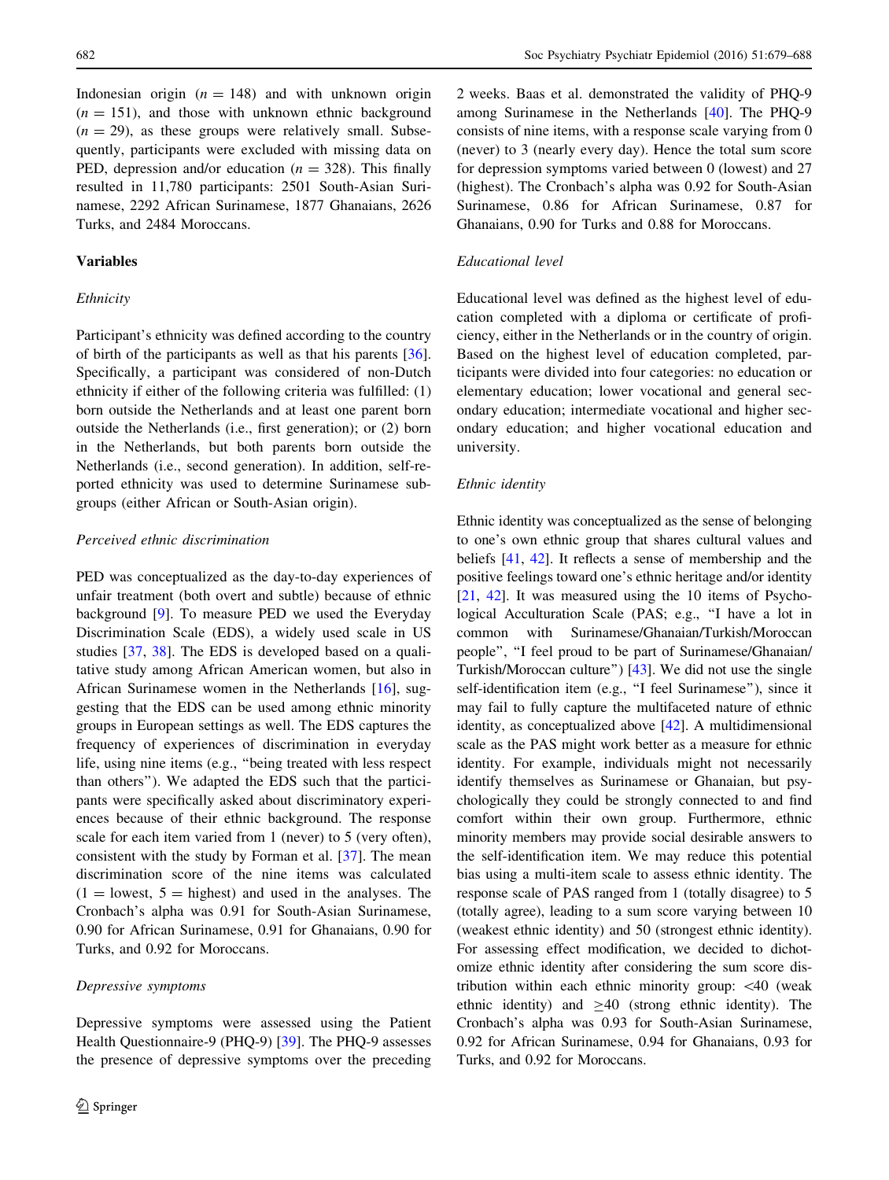Indonesian origin ($n = 148$) and with unknown origin ($n = 151$), and those with unknown ethnic background ($n = 29$), as these groups were relatively small. Subsequently, participants were excluded with missing data on PED, depression and/or education ($n = 328$). This finally resulted in 11,780 participants: 2501 South-Asian Surinamese, 2292 African Surinamese, 1877 Ghanaians, 2626 Turks, and 2484 Moroccans.

## Variables

### *Ethnicity*

Participant's ethnicity was defined according to the country of birth of the participants as well as that his parents [36]. Specifically, a participant was considered of non-Dutch ethnicity if either of the following criteria was fulfilled: (1) born outside the Netherlands and at least one parent born outside the Netherlands (i.e., first generation); or (2) born in the Netherlands, but both parents born outside the Netherlands (i.e., second generation). In addition, self-reported ethnicity was used to determine Surinamese subgroups (either African or South-Asian origin).

### *Perceived ethnic discrimination*

PED was conceptualized as the day-to-day experiences of unfair treatment (both overt and subtle) because of ethnic background [9]. To measure PED we used the Everyday Discrimination Scale (EDS), a widely used scale in US studies [37, 38]. The EDS is developed based on a qualitative study among African American women, but also in African Surinamese women in the Netherlands [16], suggesting that the EDS can be used among ethnic minority groups in European settings as well. The EDS captures the frequency of experiences of discrimination in everyday life, using nine items (e.g., "being treated with less respect than others"). We adapted the EDS such that the participants were specifically asked about discriminatory experiences because of their ethnic background. The response scale for each item varied from 1 (never) to 5 (very often), consistent with the study by Forman et al. [37]. The mean discrimination score of the nine items was calculated (1 = lowest, 5 = highest) and used in the analyses. The Cronbach's alpha was 0.91 for South-Asian Surinamese, 0.90 for African Surinamese, 0.91 for Ghanaians, 0.90 for Turks, and 0.92 for Moroccans.

### *Depressive symptoms*

Depressive symptoms were assessed using the Patient Health Questionnaire-9 (PHQ-9) [39]. The PHQ-9 assesses the presence of depressive symptoms over the preceding 2 weeks. Baas et al. demonstrated the validity of PHQ-9 among Surinamese in the Netherlands [40]. The PHQ-9 consists of nine items, with a response scale varying from 0 (never) to 3 (nearly every day). Hence the total sum score for depression symptoms varied between 0 (lowest) and 27 (highest). The Cronbach's alpha was 0.92 for South-Asian Surinamese, 0.86 for African Surinamese, 0.87 for Ghanaians, 0.90 for Turks and 0.88 for Moroccans.

### *Educational level*

Educational level was defined as the highest level of education completed with a diploma or certificate of proficiency, either in the Netherlands or in the country of origin. Based on the highest level of education completed, participants were divided into four categories: no education or elementary education; lower vocational and general secondary education; intermediate vocational and higher secondary education; and higher vocational education and university.

### *Ethnic identity*

Ethnic identity was conceptualized as the sense of belonging to one's own ethnic group that shares cultural values and beliefs [41, 42]. It reflects a sense of membership and the positive feelings toward one's ethnic heritage and/or identity [21, 42]. It was measured using the 10 items of Psychological Acculturation Scale (PAS; e.g., "I have a lot in common with Surinamese/Ghanaian/Turkish/Moroccan people", "I feel proud to be part of Surinamese/Ghanaian/Turkish/Moroccan culture") [43]. We did not use the single self-identification item (e.g., "I feel Surinamese"), since it may fail to fully capture the multifaceted nature of ethnic identity, as conceptualized above [42]. A multidimensional scale as the PAS might work better as a measure for ethnic identity. For example, individuals might not necessarily identify themselves as Surinamese or Ghanaian, but psychologically they could be strongly connected to and find comfort within their own group. Furthermore, ethnic minority members may provide social desirable answers to the self-identification item. We may reduce this potential bias using a multi-item scale to assess ethnic identity. The response scale of PAS ranged from 1 (totally disagree) to 5 (totally agree), leading to a sum score varying between 10 (weakest ethnic identity) and 50 (strongest ethnic identity). For assessing effect modification, we decided to dichotomize ethnic identity after considering the sum score distribution within each ethnic minority group: $<40$ (weak ethnic identity) and $\geq 40$ (strong ethnic identity). The Cronbach's alpha was 0.93 for South-Asian Surinamese, 0.92 for African Surinamese, 0.94 for Ghanaians, 0.93 for Turks, and 0.92 for Moroccans.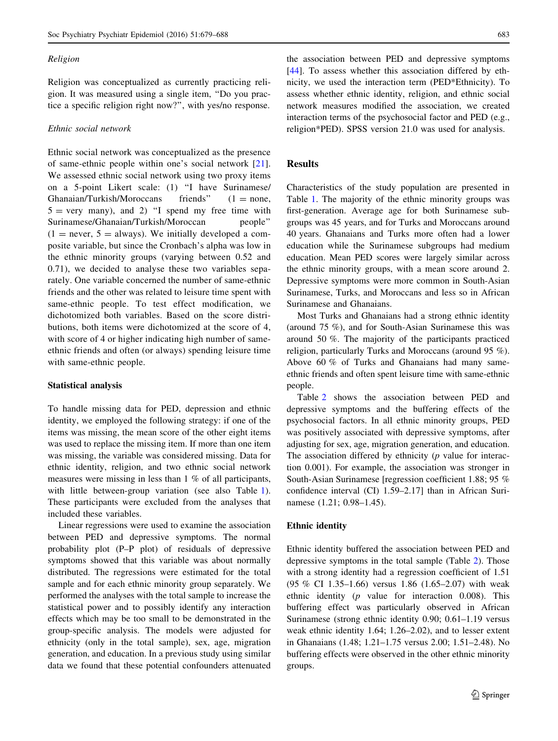#### *Religion*

Religion was conceptualized as currently practicing religion. It was measured using a single item, "Do you practice a specific religion right now?", with yes/no response.

#### *Ethnic social network*

Ethnic social network was conceptualized as the presence of same-ethnic people within one's social network [21]. We assessed ethnic social network using two proxy items on a 5-point Likert scale: (1) "I have Surinamese/ Ghanaian/Turkish/Moroccans friends" (1 = none, 5 = very many), and 2) "I spend my free time with Surinamese/Ghanaian/Turkish/Moroccan people" (1 = never, 5 = always). We initially developed a composite variable, but since the Cronbach's alpha was low in the ethnic minority groups (varying between 0.52 and 0.71), we decided to analyse these two variables separately. One variable concerned the number of same-ethnic friends and the other was related to leisure time spent with same-ethnic people. To test effect modification, we dichotomized both variables. Based on the score distributions, both items were dichotomized at the score of 4, with score of 4 or higher indicating high number of same-ethnic friends and often (or always) spending leisure time with same-ethnic people.

### Statistical analysis

To handle missing data for PED, depression and ethnic identity, we employed the following strategy: if one of the items was missing, the mean score of the other eight items was used to replace the missing item. If more than one item was missing, the variable was considered missing. Data for ethnic identity, religion, and two ethnic social network measures were missing in less than 1 % of all participants, with little between-group variation (see also Table 1). These participants were excluded from the analyses that included these variables.

Linear regressions were used to examine the association between PED and depressive symptoms. The normal probability plot (P–P plot) of residuals of depressive symptoms showed that this variable was about normally distributed. The regressions were estimated for the total sample and for each ethnic minority group separately. We performed the analyses with the total sample to increase the statistical power and to possibly identify any interaction effects which may be too small to be demonstrated in the group-specific analysis. The models were adjusted for ethnicity (only in the total sample), sex, age, migration generation, and education. In a previous study using similar data we found that these potential confounders attenuated the association between PED and depressive symptoms [44]. To assess whether this association differed by ethnicity, we used the interaction term (PED*Ethnicity). To assess whether ethnic identity, religion, and ethnic social network measures modified the association, we created interaction terms of the psychosocial factor and PED (e.g., religion*PED). SPSS version 21.0 was used for analysis.

## Results

Characteristics of the study population are presented in Table 1. The majority of the ethnic minority groups was first-generation. Average age for both Surinamese subgroups was 45 years, and for Turks and Moroccans around 40 years. Ghanaians and Turks more often had a lower education while the Surinamese subgroups had medium education. Mean PED scores were largely similar across the ethnic minority groups, with a mean score around 2. Depressive symptoms were more common in South-Asian Surinamese, Turks, and Moroccans and less so in African Surinamese and Ghanaians.

Most Turks and Ghanaians had a strong ethnic identity (around 75 %), and for South-Asian Surinamese this was around 50 %. The majority of the participants practiced religion, particularly Turks and Moroccans (around 95 %). Above 60 % of Turks and Ghanaians had many same-ethnic friends and often spent leisure time with same-ethnic people.

Table 2 shows the association between PED and depressive symptoms and the buffering effects of the psychosocial factors. In all ethnic minority groups, PED was positively associated with depressive symptoms, after adjusting for sex, age, migration generation, and education. The association differed by ethnicity ($p$ value for interaction 0.001). For example, the association was stronger in South-Asian Surinamese [regression coefficient 1.88; 95 % confidence interval (CI) 1.59–2.17] than in African Surinamese (1.21; 0.98–1.45).

### Ethnic identity

Ethnic identity buffered the association between PED and depressive symptoms in the total sample (Table 2). Those with a strong identity had a regression coefficient of 1.51 (95 % CI 1.35–1.66) versus 1.86 (1.65–2.07) with weak ethnic identity ($p$ value for interaction 0.008). This buffering effect was particularly observed in African Surinamese (strong ethnic identity 0.90; 0.61–1.19 versus weak ethnic identity 1.64; 1.26–2.02), and to lesser extent in Ghanaians (1.48; 1.21–1.75 versus 2.00; 1.51–2.48). No buffering effects were observed in the other ethnic minority groups.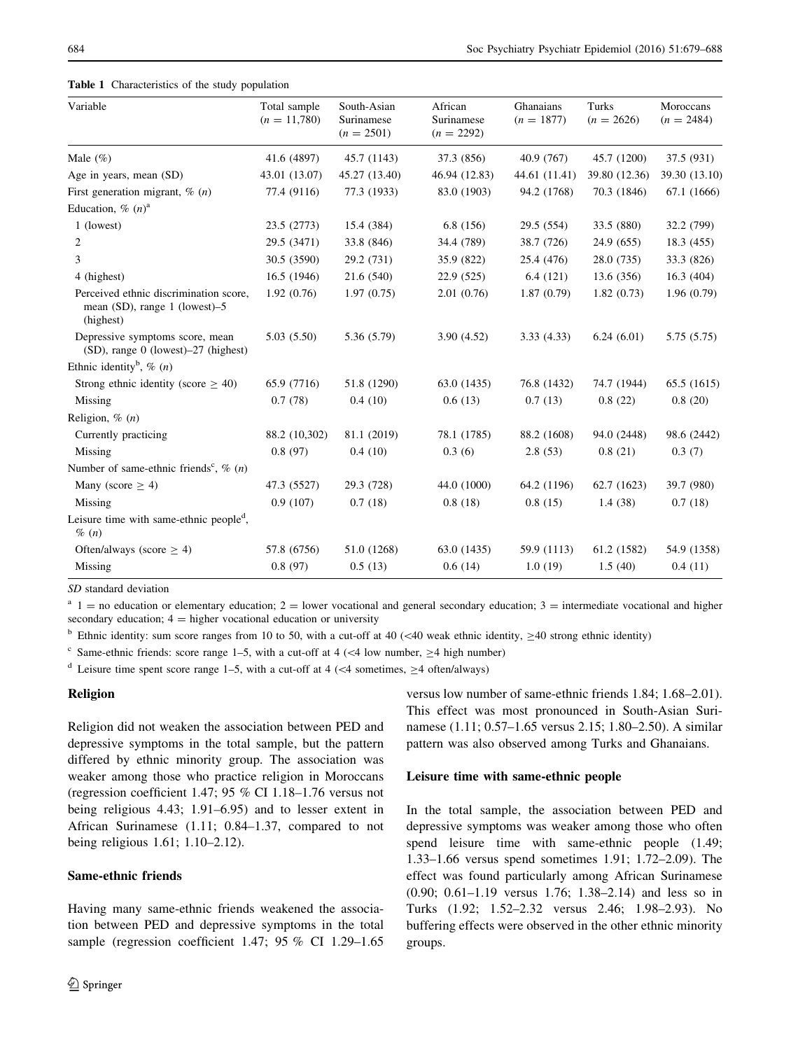**Table 1** Characteristics of the study population

| Variable | Total sample ($n = 11{,}780$) | South-Asian Surinamese ($n = 2501$) | African Surinamese ($n = 2292$) | Ghanaians ($n = 1877$) | Turks ($n = 2626$) | Moroccans ($n = 2484$) |
|---|---|---|---|---|---|---|
| Male (%) | 41.6 (4897) | 45.7 (1143) | 37.3 (856) | 40.9 (767) | 45.7 (1200) | 37.5 (931) |
| Age in years, mean (SD) | 43.01 (13.07) | 45.27 (13.40) | 46.94 (12.83) | 44.61 (11.41) | 39.80 (12.36) | 39.30 (13.10) |
| First generation migrant, % (*n*) | 77.4 (9116) | 77.3 (1933) | 83.0 (1903) | 94.2 (1768) | 70.3 (1846) | 67.1 (1666) |
| Education, % (*n*)[a] | | | | | | |
| 1 (lowest) | 23.5 (2773) | 15.4 (384) | 6.8 (156) | 29.5 (554) | 33.5 (880) | 32.2 (799) |
| 2 | 29.5 (3471) | 33.8 (846) | 34.4 (789) | 38.7 (726) | 24.9 (655) | 18.3 (455) |
| 3 | 30.5 (3590) | 29.2 (731) | 35.9 (822) | 25.4 (476) | 28.0 (735) | 33.3 (826) |
| 4 (highest) | 16.5 (1946) | 21.6 (540) | 22.9 (525) | 6.4 (121) | 13.6 (356) | 16.3 (404) |
| Perceived ethnic discrimination score, mean (SD), range 1 (lowest)–5 (highest) | 1.92 (0.76) | 1.97 (0.75) | 2.01 (0.76) | 1.87 (0.79) | 1.82 (0.73) | 1.96 (0.79) |
| Depressive symptoms score, mean (SD), range 0 (lowest)–27 (highest) | 5.03 (5.50) | 5.36 (5.79) | 3.90 (4.52) | 3.33 (4.33) | 6.24 (6.01) | 5.75 (5.75) |
| Ethnic identity[b], % (*n*) | | | | | | |
| Strong ethnic identity (score ≥ 40) | 65.9 (7716) | 51.8 (1290) | 63.0 (1435) | 76.8 (1432) | 74.7 (1944) | 65.5 (1615) |
| Missing | 0.7 (78) | 0.4 (10) | 0.6 (13) | 0.7 (13) | 0.8 (22) | 0.8 (20) |
| Religion, % (*n*) | | | | | | |
| Currently practicing | 88.2 (10,302) | 81.1 (2019) | 78.1 (1785) | 88.2 (1608) | 94.0 (2448) | 98.6 (2442) |
| Missing | 0.8 (97) | 0.4 (10) | 0.3 (6) | 2.8 (53) | 0.8 (21) | 0.3 (7) |
| Number of same-ethnic friends[c], % (*n*) | | | | | | |
| Many (score ≥ 4) | 47.3 (5527) | 29.3 (728) | 44.0 (1000) | 64.2 (1196) | 62.7 (1623) | 39.7 (980) |
| Missing | 0.9 (107) | 0.7 (18) | 0.8 (18) | 0.8 (15) | 1.4 (38) | 0.7 (18) |
| Leisure time with same-ethnic people[d], % (*n*) | | | | | | |
| Often/always (score ≥ 4) | 57.8 (6756) | 51.0 (1268) | 63.0 (1435) | 59.9 (1113) | 61.2 (1582) | 54.9 (1358) |
| Missing | 0.8 (97) | 0.5 (13) | 0.6 (14) | 1.0 (19) | 1.5 (40) | 0.4 (11) |

*SD* standard deviation

[a] 1 = no education or elementary education; 2 = lower vocational and general secondary education; 3 = intermediate vocational and higher secondary education; 4 = higher vocational education or university

[b] Ethnic identity: sum score ranges from 10 to 50, with a cut-off at 40 (<40 weak ethnic identity, ≥40 strong ethnic identity)

[c] Same-ethnic friends: score range 1–5, with a cut-off at 4 (<4 low number, ≥4 high number)

[d] Leisure time spent score range 1–5, with a cut-off at 4 (<4 sometimes, ≥4 often/always)

### Religion

Religion did not weaken the association between PED and depressive symptoms in the total sample, but the pattern differed by ethnic minority group. The association was weaker among those who practice religion in Moroccans (regression coefficient 1.47; 95 % CI 1.18–1.76 versus not being religious 4.43; 1.91–6.95) and to lesser extent in African Surinamese (1.11; 0.84–1.37, compared to not being religious 1.61; 1.10–2.12).

### Same-ethnic friends

Having many same-ethnic friends weakened the association between PED and depressive symptoms in the total sample (regression coefficient 1.47; 95 % CI 1.29–1.65 versus low number of same-ethnic friends 1.84; 1.68–2.01). This effect was most pronounced in South-Asian Surinamese (1.11; 0.57–1.65 versus 2.15; 1.80–2.50). A similar pattern was also observed among Turks and Ghanaians.

### Leisure time with same-ethnic people

In the total sample, the association between PED and depressive symptoms was weaker among those who often spend leisure time with same-ethnic people (1.49; 1.33–1.66 versus spend sometimes 1.91; 1.72–2.09). The effect was found particularly among African Surinamese (0.90; 0.61–1.19 versus 1.76; 1.38–2.14) and less so in Turks (1.92; 1.52–2.32 versus 2.46; 1.98–2.93). No buffering effects were observed in the other ethnic minority groups.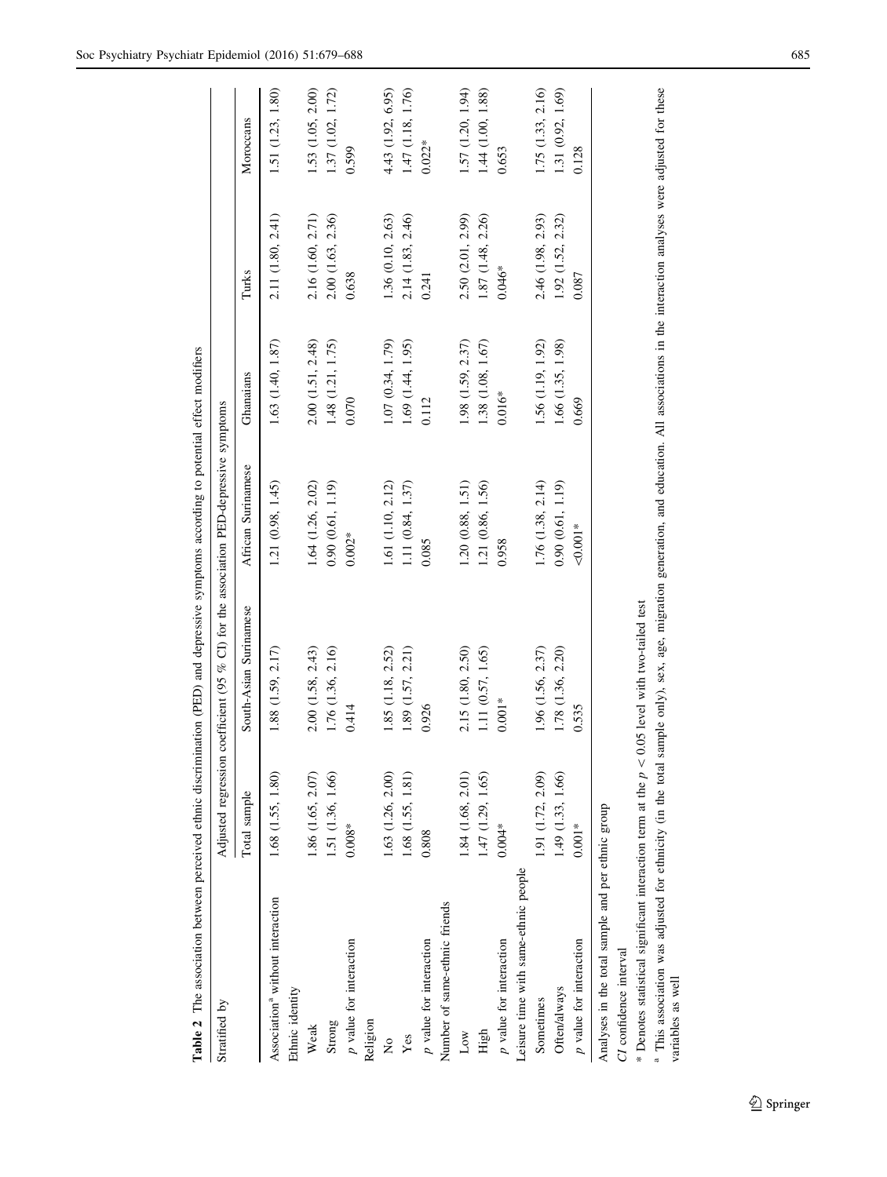**Table 2** The association between perceived ethnic discrimination (PED) and depressive symptoms according to potential effect modifiers

| Stratified by | Adjusted regression coefficient (95 % CI) for the association PED-depressive symptoms | | | | | |
|---|---|---|---|---|---|---|
| | Total sample | South-Asian Surinamese | African Surinamese | Ghanaians | Turks | Moroccans |
| Association[a] without interaction | 1.68 (1.55, 1.80) | 1.88 (1.59, 2.17) | 1.21 (0.98, 1.45) | 1.63 (1.40, 1.87) | 2.11 (1.80, 2.41) | 1.51 (1.23, 1.80) |
| Ethnic identity | | | | | | |
| Weak | 1.86 (1.65, 2.07) | 2.00 (1.58, 2.43) | 1.64 (1.26, 2.02) | 2.00 (1.51, 2.48) | 2.16 (1.60, 2.71) | 1.53 (1.05, 2.00) |
| Strong | 1.51 (1.36, 1.66) | 1.76 (1.36, 2.16) | 0.90 (0.61, 1.19) | 1.48 (1.21, 1.75) | 2.00 (1.63, 2.36) | 1.37 (1.02, 1.72) |
| p value for interaction | 0.008* | 0.414 | 0.002* | 0.070 | 0.638 | 0.599 |
| Religion | | | | | | |
| No | 1.63 (1.26, 2.00) | 1.85 (1.18, 2.52) | 1.61 (1.10, 2.12) | 1.07 (0.34, 1.79) | 1.36 (0.10, 2.63) | 4.43 (1.92, 6.95) |
| Yes | 1.68 (1.55, 1.81) | 1.89 (1.57, 2.21) | 1.11 (0.84, 1.37) | 1.69 (1.44, 1.95) | 2.14 (1.83, 2.46) | 1.47 (1.18, 1.76) |
| p value for interaction | 0.808 | 0.926 | 0.085 | 0.112 | 0.241 | 0.022* |
| Number of same-ethnic friends | | | | | | |
| Low | 1.84 (1.68, 2.01) | 2.15 (1.80, 2.50) | 1.20 (0.88, 1.51) | 1.98 (1.59, 2.37) | 2.50 (2.01, 2.99) | 1.57 (1.20, 1.94) |
| High | 1.47 (1.29, 1.65) | 1.11 (0.57, 1.65) | 1.21 (0.86, 1.56) | 1.38 (1.08, 1.67) | 1.87 (1.48, 2.26) | 1.44 (1.00, 1.88) |
| p value for interaction | 0.004* | 0.001* | 0.958 | 0.016* | 0.046* | 0.653 |
| Leisure time with same-ethnic people | | | | | | |
| Sometimes | 1.91 (1.72, 2.09) | 1.96 (1.56, 2.37) | 1.76 (1.38, 2.14) | 1.56 (1.19, 1.92) | 2.46 (1.98, 2.93) | 1.75 (1.33, 2.16) |
| Often/always | 1.49 (1.33, 1.66) | 1.78 (1.36, 2.20) | 0.90 (0.61, 1.19) | 1.66 (1.35, 1.98) | 1.92 (1.52, 2.32) | 1.31 (0.92, 1.69) |
| p value for interaction | 0.001* | 0.535 | <0.001* | 0.669 | 0.087 | 0.128 |

Analyses in the total sample and per ethnic group

*CI* confidence interval

\* Denotes statistical significant interaction term at the $p < 0.05$ level with two-tailed test

[a] This association was adjusted for ethnicity (in the total sample only), sex, age, migration generation, and education. All associations in the interaction analyses were adjusted for these variables as well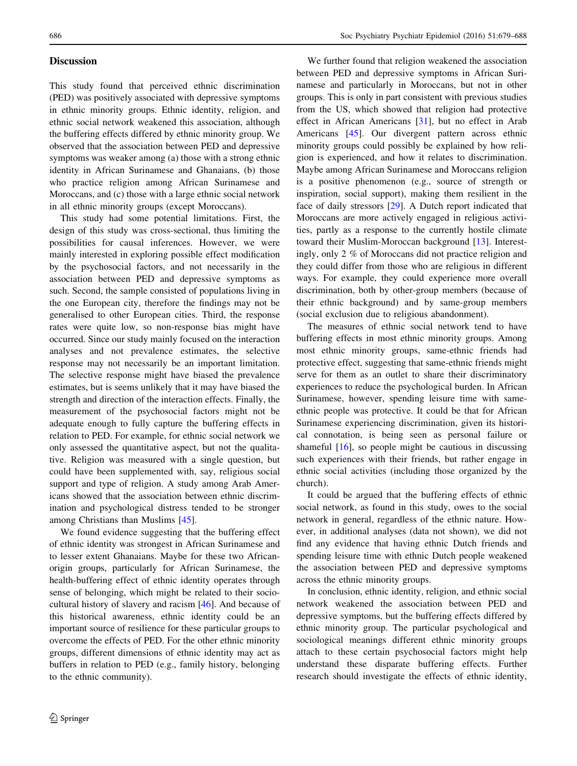## Discussion

This study found that perceived ethnic discrimination (PED) was positively associated with depressive symptoms in ethnic minority groups. Ethnic identity, religion, and ethnic social network weakened this association, although the buffering effects differed by ethnic minority group. We observed that the association between PED and depressive symptoms was weaker among (a) those with a strong ethnic identity in African Surinamese and Ghanaians, (b) those who practice religion among African Surinamese and Moroccans, and (c) those with a large ethnic social network in all ethnic minority groups (except Moroccans).

This study had some potential limitations. First, the design of this study was cross-sectional, thus limiting the possibilities for causal inferences. However, we were mainly interested in exploring possible effect modification by the psychosocial factors, and not necessarily in the association between PED and depressive symptoms as such. Second, the sample consisted of populations living in the one European city, therefore the findings may not be generalised to other European cities. Third, the response rates were quite low, so non-response bias might have occurred. Since our study mainly focused on the interaction analyses and not prevalence estimates, the selective response may not necessarily be an important limitation. The selective response might have biased the prevalence estimates, but is seems unlikely that it may have biased the strength and direction of the interaction effects. Finally, the measurement of the psychosocial factors might not be adequate enough to fully capture the buffering effects in relation to PED. For example, for ethnic social network we only assessed the quantitative aspect, but not the qualitative. Religion was measured with a single question, but could have been supplemented with, say, religious social support and type of religion. A study among Arab Americans showed that the association between ethnic discrimination and psychological distress tended to be stronger among Christians than Muslims [45].

We found evidence suggesting that the buffering effect of ethnic identity was strongest in African Surinamese and to lesser extent Ghanaians. Maybe for these two African-origin groups, particularly for African Surinamese, the health-buffering effect of ethnic identity operates through sense of belonging, which might be related to their socio-cultural history of slavery and racism [46]. And because of this historical awareness, ethnic identity could be an important source of resilience for these particular groups to overcome the effects of PED. For the other ethnic minority groups, different dimensions of ethnic identity may act as buffers in relation to PED (e.g., family history, belonging to the ethnic community).

We further found that religion weakened the association between PED and depressive symptoms in African Surinamese and particularly in Moroccans, but not in other groups. This is only in part consistent with previous studies from the US, which showed that religion had protective effect in African Americans [31], but no effect in Arab Americans [45]. Our divergent pattern across ethnic minority groups could possibly be explained by how religion is experienced, and how it relates to discrimination. Maybe among African Surinamese and Moroccans religion is a positive phenomenon (e.g., source of strength or inspiration, social support), making them resilient in the face of daily stressors [29]. A Dutch report indicated that Moroccans are more actively engaged in religious activities, partly as a response to the currently hostile climate toward their Muslim-Moroccan background [13]. Interestingly, only 2 % of Moroccans did not practice religion and they could differ from those who are religious in different ways. For example, they could experience more overall discrimination, both by other-group members (because of their ethnic background) and by same-group members (social exclusion due to religious abandonment).

The measures of ethnic social network tend to have buffering effects in most ethnic minority groups. Among most ethnic minority groups, same-ethnic friends had protective effect, suggesting that same-ethnic friends might serve for them as an outlet to share their discriminatory experiences to reduce the psychological burden. In African Surinamese, however, spending leisure time with same-ethnic people was protective. It could be that for African Surinamese experiencing discrimination, given its historical connotation, is being seen as personal failure or shameful [16], so people might be cautious in discussing such experiences with their friends, but rather engage in ethnic social activities (including those organized by the church).

It could be argued that the buffering effects of ethnic social network, as found in this study, owes to the social network in general, regardless of the ethnic nature. However, in additional analyses (data not shown), we did not find any evidence that having ethnic Dutch friends and spending leisure time with ethnic Dutch people weakened the association between PED and depressive symptoms across the ethnic minority groups.

In conclusion, ethnic identity, religion, and ethnic social network weakened the association between PED and depressive symptoms, but the buffering effects differed by ethnic minority group. The particular psychological and sociological meanings different ethnic minority groups attach to these certain psychosocial factors might help understand these disparate buffering effects. Further research should investigate the effects of ethnic identity,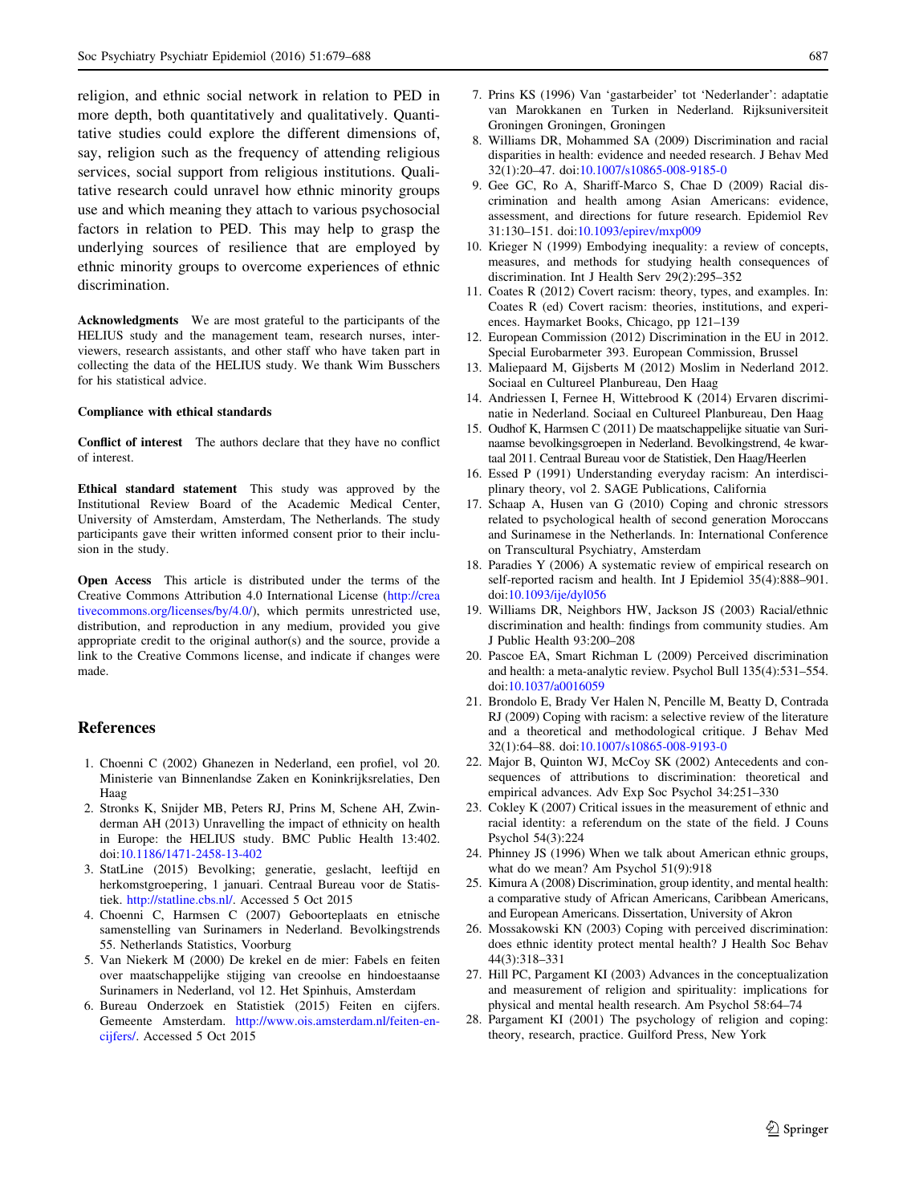religion, and ethnic social network in relation to PED in more depth, both quantitatively and qualitatively. Quantitative studies could explore the different dimensions of, say, religion such as the frequency of attending religious services, social support from religious institutions. Qualitative research could unravel how ethnic minority groups use and which meaning they attach to various psychosocial factors in relation to PED. This may help to grasp the underlying sources of resilience that are employed by ethnic minority groups to overcome experiences of ethnic discrimination.

**Acknowledgments** We are most grateful to the participants of the HELIUS study and the management team, research nurses, interviewers, research assistants, and other staff who have taken part in collecting the data of the HELIUS study. We thank Wim Busschers for his statistical advice.

**Compliance with ethical standards**

**Conflict of interest** The authors declare that they have no conflict of interest.

**Ethical standard statement** This study was approved by the Institutional Review Board of the Academic Medical Center, University of Amsterdam, Amsterdam, The Netherlands. The study participants gave their written informed consent prior to their inclusion in the study.

**Open Access** This article is distributed under the terms of the Creative Commons Attribution 4.0 International License (http://creativecommons.org/licenses/by/4.0/), which permits unrestricted use, distribution, and reproduction in any medium, provided you give appropriate credit to the original author(s) and the source, provide a link to the Creative Commons license, and indicate if changes were made.

## References

1. Choenni C (2002) Ghanezen in Nederland, een profiel, vol 20. Ministerie van Binnenlandse Zaken en Koninkrijksrelaties, Den Haag
2. Stronks K, Snijder MB, Peters RJ, Prins M, Schene AH, Zwinderman AH (2013) Unravelling the impact of ethnicity on health in Europe: the HELIUS study. BMC Public Health 13:402. doi:10.1186/1471-2458-13-402
3. StatLine (2015) Bevolking; generatie, geslacht, leeftijd en herkomstgroepering, 1 januari. Centraal Bureau voor de Statistiek. http://statline.cbs.nl/. Accessed 5 Oct 2015
4. Choenni C, Harmsen C (2007) Geboorteplaats en etnische samenstelling van Surinamers in Nederland. Bevolkingstrends 55. Netherlands Statistics, Voorburg
5. Van Niekerk M (2000) De krekel en de mier: Fabels en feiten over maatschappelijke stijging van creoolse en hindoestaanse Surinamers in Nederland, vol 12. Het Spinhuis, Amsterdam
6. Bureau Onderzoek en Statistiek (2015) Feiten en cijfers. Gemeente Amsterdam. http://www.ois.amsterdam.nl/feiten-en-cijfers/. Accessed 5 Oct 2015
7. Prins KS (1996) Van 'gastarbeider' tot 'Nederlander': adaptatie van Marokkanen en Turken in Nederland. Rijksuniversiteit Groningen Groningen, Groningen
8. Williams DR, Mohammed SA (2009) Discrimination and racial disparities in health: evidence and needed research. J Behav Med 32(1):20–47. doi:10.1007/s10865-008-9185-0
9. Gee GC, Ro A, Shariff-Marco S, Chae D (2009) Racial discrimination and health among Asian Americans: evidence, assessment, and directions for future research. Epidemiol Rev 31:130–151. doi:10.1093/epirev/mxp009
10. Krieger N (1999) Embodying inequality: a review of concepts, measures, and methods for studying health consequences of discrimination. Int J Health Serv 29(2):295–352
11. Coates R (2012) Covert racism: theory, types, and examples. In: Coates R (ed) Covert racism: theories, institutions, and experiences. Haymarket Books, Chicago, pp 121–139
12. European Commission (2012) Discrimination in the EU in 2012. Special Eurobarometer 393. European Commission, Brussel
13. Maliepaard M, Gijsberts M (2012) Moslim in Nederland 2012. Sociaal en Cultureel Planbureau, Den Haag
14. Andriessen I, Fernee H, Wittebrood K (2014) Ervaren discriminatie in Nederland. Sociaal en Cultureel Planbureau, Den Haag
15. Oudhof K, Harmsen C (2011) De maatschappelijke situatie van Surinaamse bevolkingsgroepen in Nederland. Bevolkingstrend, 4e kwartaal 2011. Centraal Bureau voor de Statistiek, Den Haag/Heerlen
16. Essed P (1991) Understanding everyday racism: An interdisciplinary theory, vol 2. SAGE Publications, California
17. Schaap A, Husen van G (2010) Coping and chronic stressors related to psychological health of second generation Moroccans and Surinamese in the Netherlands. In: International Conference on Transcultural Psychiatry, Amsterdam
18. Paradies Y (2006) A systematic review of empirical research on self-reported racism and health. Int J Epidemiol 35(4):888–901. doi:10.1093/ije/dyl056
19. Williams DR, Neighbors HW, Jackson JS (2003) Racial/ethnic discrimination and health: findings from community studies. Am J Public Health 93:200–208
20. Pascoe EA, Smart Richman L (2009) Perceived discrimination and health: a meta-analytic review. Psychol Bull 135(4):531–554. doi:10.1037/a0016059
21. Brondolo E, Brady Ver Halen N, Pencille M, Beatty D, Contrada RJ (2009) Coping with racism: a selective review of the literature and a theoretical and methodological critique. J Behav Med 32(1):64–88. doi:10.1007/s10865-008-9193-0
22. Major B, Quinton WJ, McCoy SK (2002) Antecedents and consequences of attributions to discrimination: theoretical and empirical advances. Adv Exp Soc Psychol 34:251–330
23. Cokley K (2007) Critical issues in the measurement of ethnic and racial identity: a referendum on the state of the field. J Couns Psychol 54(3):224
24. Phinney JS (1996) When we talk about American ethnic groups, what do we mean? Am Psychol 51(9):918
25. Kimura A (2008) Discrimination, group identity, and mental health: a comparative study of African Americans, Caribbean Americans, and European Americans. Dissertation, University of Akron
26. Mossakowski KN (2003) Coping with perceived discrimination: does ethnic identity protect mental health? J Health Soc Behav 44(3):318–331
27. Hill PC, Pargament KI (2003) Advances in the conceptualization and measurement of religion and spirituality: implications for physical and mental health research. Am Psychol 58:64–74
28. Pargament KI (2001) The psychology of religion and coping: theory, research, practice. Guilford Press, New York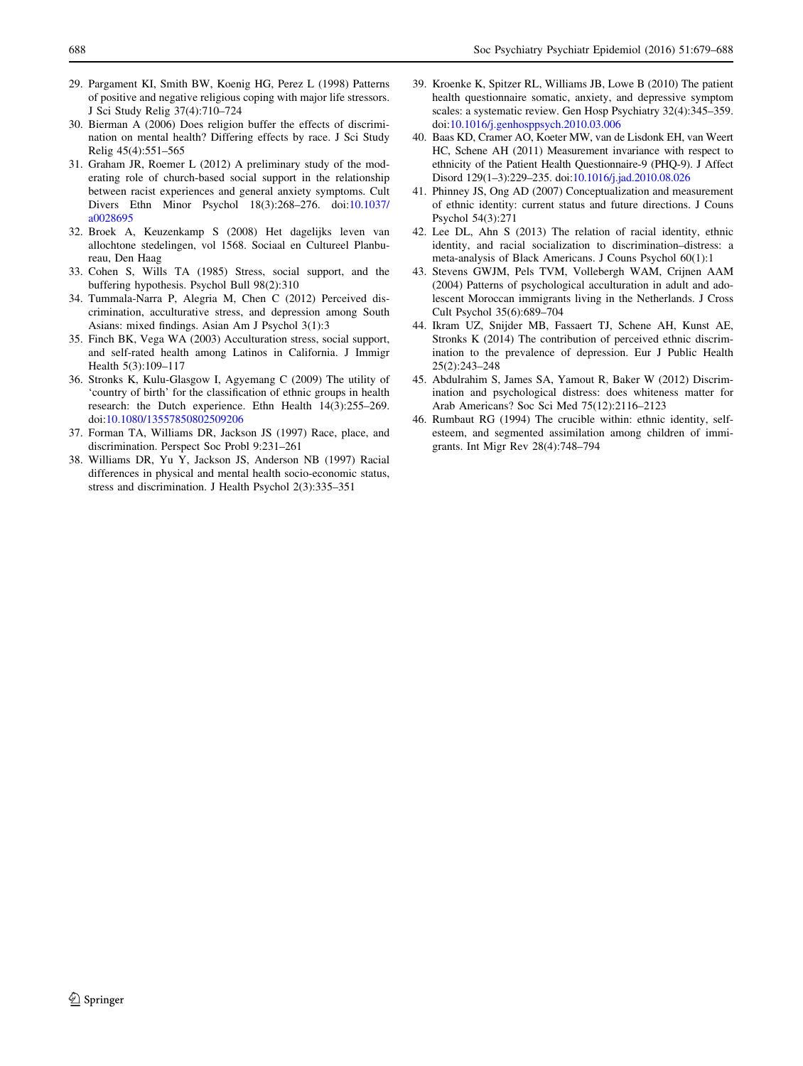29. Pargament KI, Smith BW, Koenig HG, Perez L (1998) Patterns of positive and negative religious coping with major life stressors. J Sci Study Relig 37(4):710–724
30. Bierman A (2006) Does religion buffer the effects of discrimination on mental health? Differing effects by race. J Sci Study Relig 45(4):551–565
31. Graham JR, Roemer L (2012) A preliminary study of the moderating role of church-based social support in the relationship between racist experiences and general anxiety symptoms. Cult Divers Ethn Minor Psychol 18(3):268–276. doi:10.1037/a0028695
32. Broek A, Keuzenkamp S (2008) Het dagelijks leven van allochtone stedelingen, vol 1568. Sociaal en Cultureel Planbureau, Den Haag
33. Cohen S, Wills TA (1985) Stress, social support, and the buffering hypothesis. Psychol Bull 98(2):310
34. Tummala-Narra P, Alegria M, Chen C (2012) Perceived discrimination, acculturative stress, and depression among South Asians: mixed findings. Asian Am J Psychol 3(1):3
35. Finch BK, Vega WA (2003) Acculturation stress, social support, and self-rated health among Latinos in California. J Immigr Health 5(3):109–117
36. Stronks K, Kulu-Glasgow I, Agyemang C (2009) The utility of 'country of birth' for the classification of ethnic groups in health research: the Dutch experience. Ethn Health 14(3):255–269. doi:10.1080/13557850802509206
37. Forman TA, Williams DR, Jackson JS (1997) Race, place, and discrimination. Perspect Soc Probl 9:231–261
38. Williams DR, Yu Y, Jackson JS, Anderson NB (1997) Racial differences in physical and mental health socio-economic status, stress and discrimination. J Health Psychol 2(3):335–351
39. Kroenke K, Spitzer RL, Williams JB, Lowe B (2010) The patient health questionnaire somatic, anxiety, and depressive symptom scales: a systematic review. Gen Hosp Psychiatry 32(4):345–359. doi:10.1016/j.genhosppsych.2010.03.006
40. Baas KD, Cramer AO, Koeter MW, van de Lisdonk EH, van Weert HC, Schene AH (2011) Measurement invariance with respect to ethnicity of the Patient Health Questionnaire-9 (PHQ-9). J Affect Disord 129(1–3):229–235. doi:10.1016/j.jad.2010.08.026
41. Phinney JS, Ong AD (2007) Conceptualization and measurement of ethnic identity: current status and future directions. J Couns Psychol 54(3):271
42. Lee DL, Ahn S (2013) The relation of racial identity, ethnic identity, and racial socialization to discrimination–distress: a meta-analysis of Black Americans. J Couns Psychol 60(1):1
43. Stevens GWJM, Pels TVM, Vollebergh WAM, Crijnen AAM (2004) Patterns of psychological acculturation in adult and adolescent Moroccan immigrants living in the Netherlands. J Cross Cult Psychol 35(6):689–704
44. Ikram UZ, Snijder MB, Fassaert TJ, Schene AH, Kunst AE, Stronks K (2014) The contribution of perceived ethnic discrimination to the prevalence of depression. Eur J Public Health 25(2):243–248
45. Abdulrahim S, James SA, Yamout R, Baker W (2012) Discrimination and psychological distress: does whiteness matter for Arab Americans? Soc Sci Med 75(12):2116–2123
46. Rumbaut RG (1994) The crucible within: ethnic identity, self-esteem, and segmented assimilation among children of immigrants. Int Migr Rev 28(4):748–794